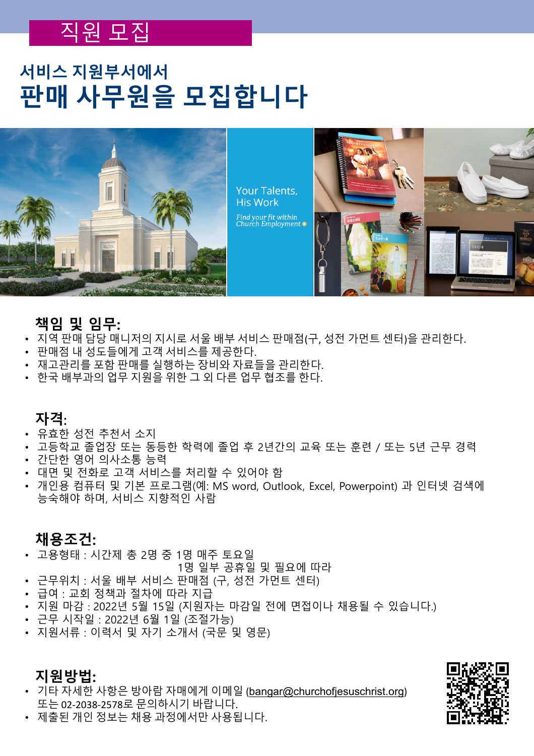# 직원 모집

## 서비스 지원부서에서
# 판매 사무원을 모집합니다

Your Talents, His Work

*Find your fit within Church Employment*

### 책임 및 임무:

- 지역 판매 담당 매니저의 지시로 서울 배부 서비스 판매점(구, 성전 가먼트 센터)을 관리한다.
- 판매점 내 성도들에게 고객 서비스를 제공한다.
- 재고관리를 포함 판매를 실행하는 장비와 자료들을 관리한다.
- 한국 배부과의 업무 지원을 위한 그 외 다른 업무 협조를 한다.

### 자격:

- 유효한 성전 추천서 소지
- 고등학교 졸업장 또는 동등한 학력에 졸업 후 2년간의 교육 또는 훈련 / 또는 5년 근무 경력
- 간단한 영어 의사소통 능력
- 대면 및 전화로 고객 서비스를 처리할 수 있어야 함
- 개인용 컴퓨터 및 기본 프로그램(예: MS word, Outlook, Excel, Powerpoint) 과 인터넷 검색에 능숙해야 하며, 서비스 지향적인 사람

### 채용조건:

- 고용형태 : 시간제 총 2명 중 1명 매주 토요일
  1명 일부 공휴일 및 필요에 따라
- 근무위치 : 서울 배부 서비스 판매점 (구, 성전 가먼트 센터)
- 급여 : 교회 정책과 절차에 따라 지급
- 지원 마감 : 2022년 5월 15일 (지원자는 마감일 전에 면접이나 채용될 수 있습니다.)
- 근무 시작일 : 2022년 6월 1일 (조절가능)
- 지원서류 : 이력서 및 자기 소개서 (국문 및 영문)

### 지원방법:

- 기타 자세한 사항은 방아람 자매에게 이메일 (bangar@churchofjesuschrist.org) 또는 02-2038-2578로 문의하시기 바랍니다.
- 제출된 개인 정보는 채용 과정에서만 사용됩니다.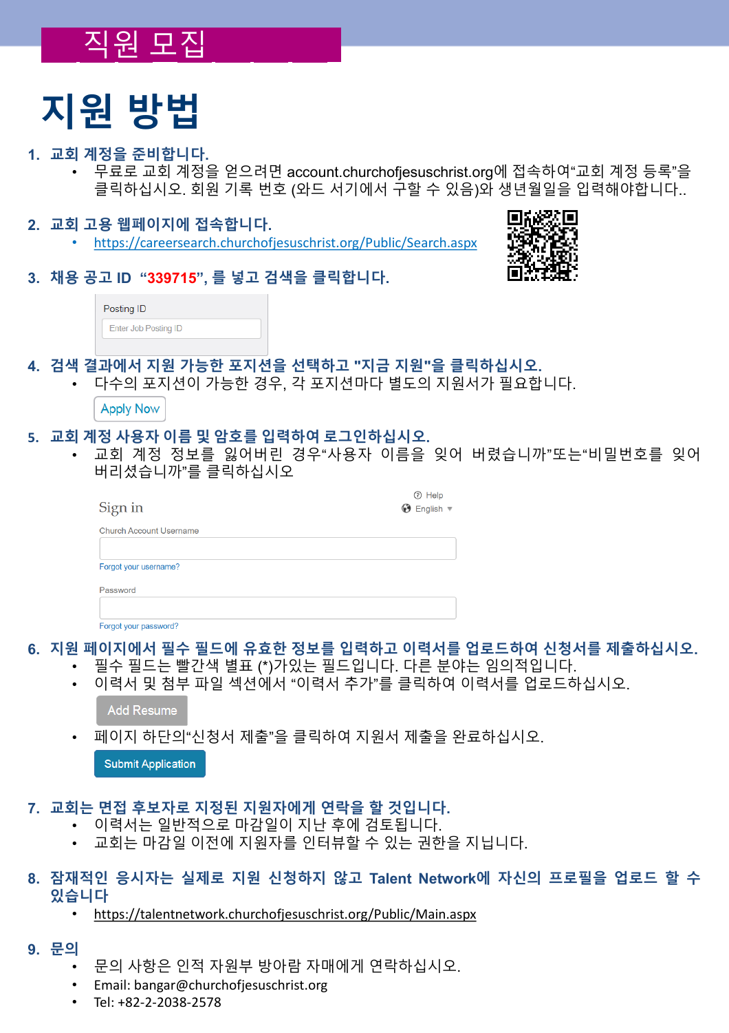## 직원 모집

# 지원 방법

1. **교회 계정을 준비합니다.**
   - 무료로 교회 계정을 얻으려면 account.churchofjesuschrist.org에 접속하여"교회 계정 등록"을 클릭하십시오. 회원 기록 번호 (와드 서기에서 구할 수 있음)와 생년월일을 입력해야합니다..

2. **교회 고용 웹페이지에 접속합니다.**
   - https://careersearch.churchofjesuschrist.org/Public/Search.aspx

3. **채용 공고 ID "339715", 를 넣고 검색을 클릭합니다.**

   Posting ID

   Enter Job Posting ID

4. **검색 결과에서 지원 가능한 포지션을 선택하고 "지금 지원"을 클릭하십시오.**
   - 다수의 포지션이 가능한 경우, 각 포지션마다 별도의 지원서가 필요합니다.

   Apply Now

5. **교회 계정 사용자 이름 및 암호를 입력하여 로그인하십시오.**
   - 교회 계정 정보를 잃어버린 경우"사용자 이름을 잊어 버렸습니까"또는"비밀번호를 잊어 버리셨습니까"를 클릭하십시오

   Sign in | Help | English

   Church Account Username

   Forgot your username?

   Password

   Forgot your password?

6. **지원 페이지에서 필수 필드에 유효한 정보를 입력하고 이력서를 업로드하여 신청서를 제출하십시오.**
   - 필수 필드는 빨간색 별표 (*)가있는 필드입니다. 다른 분야는 임의적입니다.
   - 이력서 및 첨부 파일 섹션에서 "이력서 추가"를 클릭하여 이력서를 업로드하십시오.

   Add Resume

   - 페이지 하단의"신청서 제출"을 클릭하여 지원서 제출을 완료하십시오.

   Submit Application

7. **교회는 면접 후보자로 지정된 지원자에게 연락을 할 것입니다.**
   - 이력서는 일반적으로 마감일이 지난 후에 검토됩니다.
   - 교회는 마감일 이전에 지원자를 인터뷰할 수 있는 권한을 지닙니다.

8. **잠재적인 응시자는 실제로 지원 신청하지 않고 Talent Network에 자신의 프로필을 업로드 할 수 있습니다**
   - https://talentnetwork.churchofjesuschrist.org/Public/Main.aspx

9. **문의**
   - 문의 사항은 인적 자원부 방아람 자매에게 연락하십시오.
   - Email: bangar@churchofjesuschrist.org
   - Tel: +82-2-2038-2578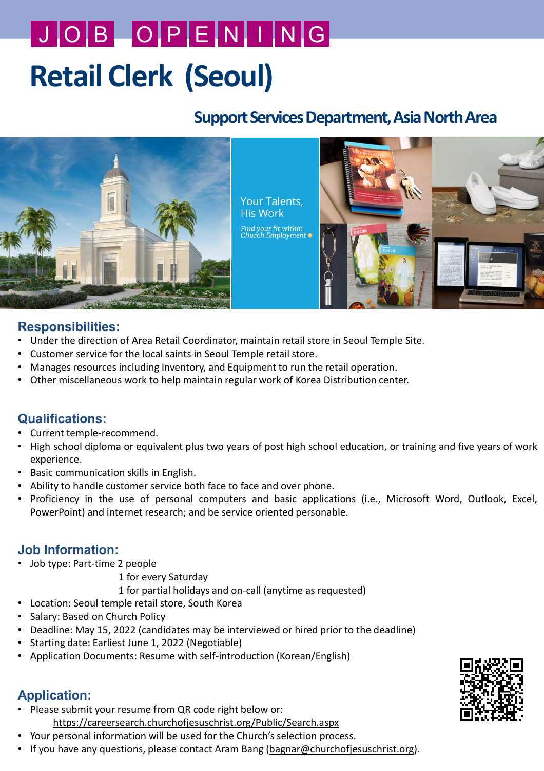# JOB OPENING

# Retail Clerk (Seoul)

## Support Services Department, Asia North Area

Your Talents, His Work

*Find your fit within Church Employment*

## Responsibilities:

- Under the direction of Area Retail Coordinator, maintain retail store in Seoul Temple Site.
- Customer service for the local saints in Seoul Temple retail store.
- Manages resources including Inventory, and Equipment to run the retail operation.
- Other miscellaneous work to help maintain regular work of Korea Distribution center.

## Qualifications:

- Current temple-recommend.
- High school diploma or equivalent plus two years of post high school education, or training and five years of work experience.
- Basic communication skills in English.
- Ability to handle customer service both face to face and over phone.
- Proficiency in the use of personal computers and basic applications (i.e., Microsoft Word, Outlook, Excel, PowerPoint) and internet research; and be service oriented personable.

## Job Information:

- Job type: Part-time 2 people
  - 1 for every Saturday
  - 1 for partial holidays and on-call (anytime as requested)
- Location: Seoul temple retail store, South Korea
- Salary: Based on Church Policy
- Deadline: May 15, 2022 (candidates may be interviewed or hired prior to the deadline)
- Starting date: Earliest June 1, 2022 (Negotiable)
- Application Documents: Resume with self-introduction (Korean/English)

## Application:

- Please submit your resume from QR code right below or:
  https://careersearch.churchofjesuschrist.org/Public/Search.aspx
- Your personal information will be used for the Church's selection process.
- If you have any questions, please contact Aram Bang (bagnar@churchofjesuschrist.org).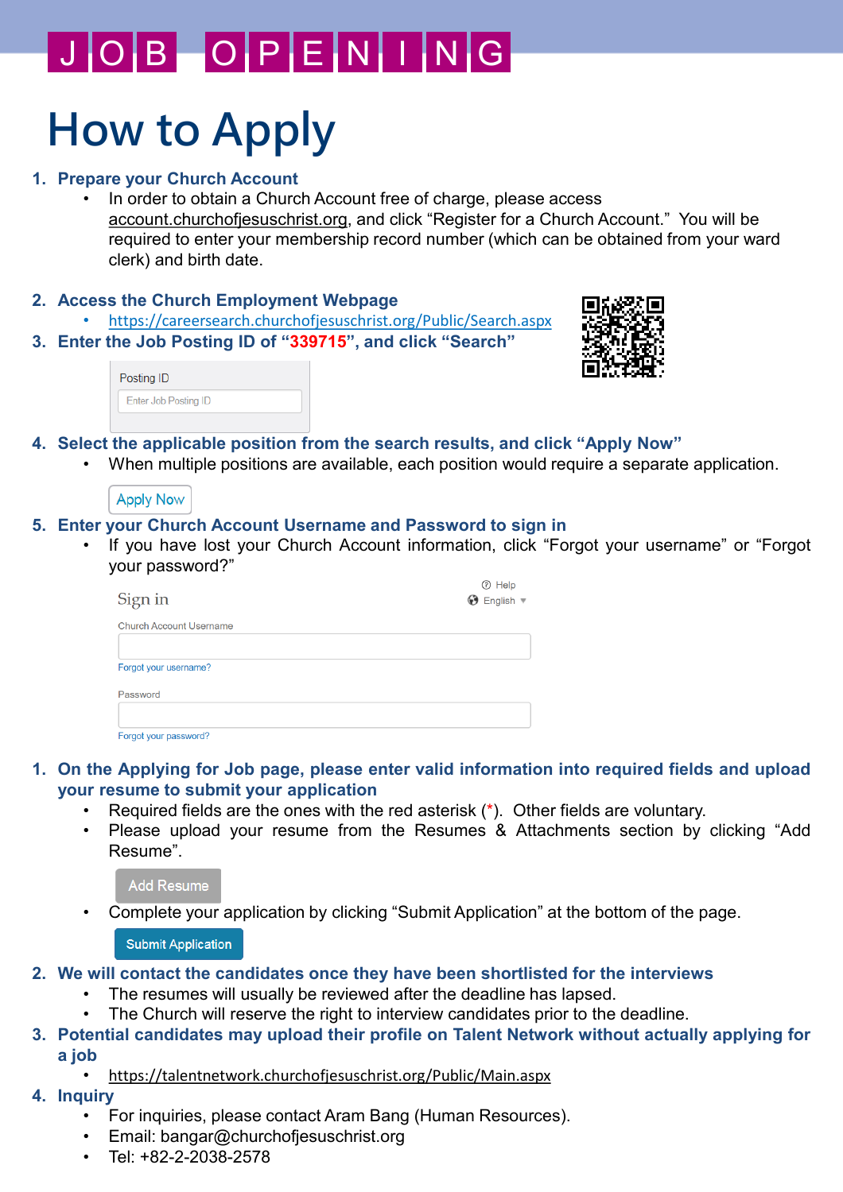# JOB OPENING

# How to Apply

1. **Prepare your Church Account**
   - In order to obtain a Church Account free of charge, please access account.churchofjesuschrist.org, and click "Register for a Church Account." You will be required to enter your membership record number (which can be obtained from your ward clerk) and birth date.

2. **Access the Church Employment Webpage**
   - https://careersearch.churchofjesuschrist.org/Public/Search.aspx

3. **Enter the Job Posting ID of "339715", and click "Search"**

   Posting ID

   Enter Job Posting ID

4. **Select the applicable position from the search results, and click "Apply Now"**
   - When multiple positions are available, each position would require a separate application.

   Apply Now

5. **Enter your Church Account Username and Password to sign in**
   - If you have lost your Church Account information, click "Forgot your username" or "Forgot your password?"

   Sign in

   Help

   English

   Church Account Username

   Forgot your username?

   Password

   Forgot your password?

1. **On the Applying for Job page, please enter valid information into required fields and upload your resume to submit your application**
   - Required fields are the ones with the red asterisk (*). Other fields are voluntary.
   - Please upload your resume from the Resumes & Attachments section by clicking "Add Resume".

   Add Resume

   - Complete your application by clicking "Submit Application" at the bottom of the page.

   Submit Application

2. **We will contact the candidates once they have been shortlisted for the interviews**
   - The resumes will usually be reviewed after the deadline has lapsed.
   - The Church will reserve the right to interview candidates prior to the deadline.

3. **Potential candidates may upload their profile on Talent Network without actually applying for a job**
   - https://talentnetwork.churchofjesuschrist.org/Public/Main.aspx

4. **Inquiry**
   - For inquiries, please contact Aram Bang (Human Resources).
   - Email: bangar@churchofjesuschrist.org
   - Tel: +82-2-2038-2578